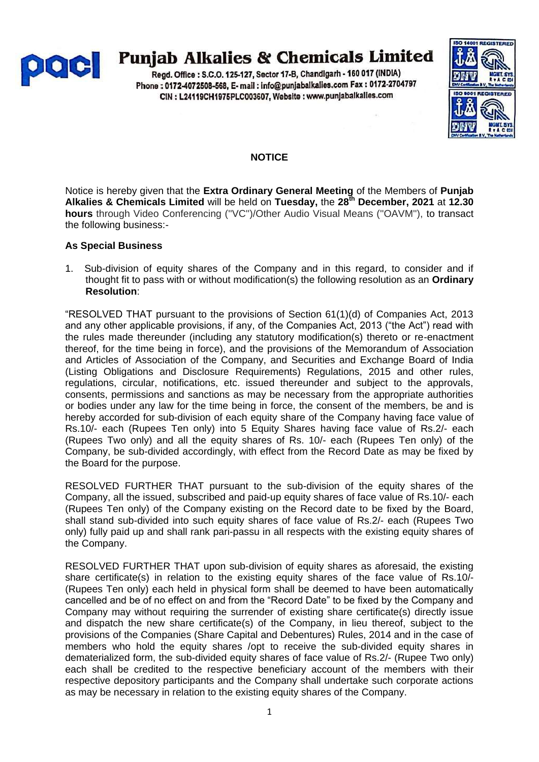# Punjab Alkalies & Chemicals Limited

Regd. Office : S.C.O. 125-127, Sector 17-B, Chandigarh - 160 017 (INDIA)
Phone : 0172-4072508-568, E- mail : info@punjabalkalies.com Fax : 0172-2704797
CIN : L24119CH1975PLC003607, Website : www.punjabalkalies.com

## NOTICE

Notice is hereby given that the **Extra Ordinary General Meeting** of the Members of **Punjab Alkalies & Chemicals Limited** will be held on **Tuesday,** the **28th December, 2021** at **12.30 hours** through Video Conferencing ("VC")/Other Audio Visual Means ("OAVM"), to transact the following business:-

### As Special Business

1. Sub-division of equity shares of the Company and in this regard, to consider and if thought fit to pass with or without modification(s) the following resolution as an **Ordinary Resolution**:

"RESOLVED THAT pursuant to the provisions of Section 61(1)(d) of Companies Act, 2013 and any other applicable provisions, if any, of the Companies Act, 2013 ("the Act") read with the rules made thereunder (including any statutory modification(s) thereto or re-enactment thereof, for the time being in force), and the provisions of the Memorandum of Association and Articles of Association of the Company, and Securities and Exchange Board of India (Listing Obligations and Disclosure Requirements) Regulations, 2015 and other rules, regulations, circular, notifications, etc. issued thereunder and subject to the approvals, consents, permissions and sanctions as may be necessary from the appropriate authorities or bodies under any law for the time being in force, the consent of the members, be and is hereby accorded for sub-division of each equity share of the Company having face value of Rs.10/- each (Rupees Ten only) into 5 Equity Shares having face value of Rs.2/- each (Rupees Two only) and all the equity shares of Rs. 10/- each (Rupees Ten only) of the Company, be sub-divided accordingly, with effect from the Record Date as may be fixed by the Board for the purpose.

RESOLVED FURTHER THAT pursuant to the sub-division of the equity shares of the Company, all the issued, subscribed and paid-up equity shares of face value of Rs.10/- each (Rupees Ten only) of the Company existing on the Record date to be fixed by the Board, shall stand sub-divided into such equity shares of face value of Rs.2/- each (Rupees Two only) fully paid up and shall rank pari-passu in all respects with the existing equity shares of the Company.

RESOLVED FURTHER THAT upon sub-division of equity shares as aforesaid, the existing share certificate(s) in relation to the existing equity shares of the face value of Rs.10/- (Rupees Ten only) each held in physical form shall be deemed to have been automatically cancelled and be of no effect on and from the "Record Date" to be fixed by the Company and Company may without requiring the surrender of existing share certificate(s) directly issue and dispatch the new share certificate(s) of the Company, in lieu thereof, subject to the provisions of the Companies (Share Capital and Debentures) Rules, 2014 and in the case of members who hold the equity shares /opt to receive the sub-divided equity shares in dematerialized form, the sub-divided equity shares of face value of Rs.2/- (Rupee Two only) each shall be credited to the respective beneficiary account of the members with their respective depository participants and the Company shall undertake such corporate actions as may be necessary in relation to the existing equity shares of the Company.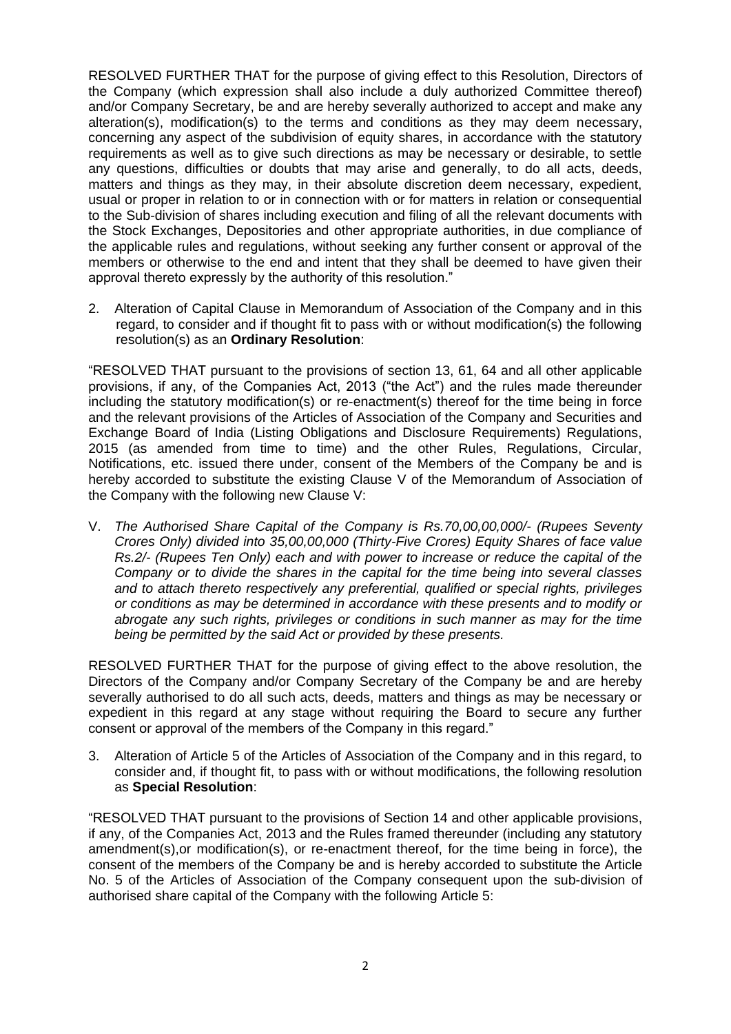RESOLVED FURTHER THAT for the purpose of giving effect to this Resolution, Directors of the Company (which expression shall also include a duly authorized Committee thereof) and/or Company Secretary, be and are hereby severally authorized to accept and make any alteration(s), modification(s) to the terms and conditions as they may deem necessary, concerning any aspect of the subdivision of equity shares, in accordance with the statutory requirements as well as to give such directions as may be necessary or desirable, to settle any questions, difficulties or doubts that may arise and generally, to do all acts, deeds, matters and things as they may, in their absolute discretion deem necessary, expedient, usual or proper in relation to or in connection with or for matters in relation or consequential to the Sub-division of shares including execution and filing of all the relevant documents with the Stock Exchanges, Depositories and other appropriate authorities, in due compliance of the applicable rules and regulations, without seeking any further consent or approval of the members or otherwise to the end and intent that they shall be deemed to have given their approval thereto expressly by the authority of this resolution."

2. Alteration of Capital Clause in Memorandum of Association of the Company and in this regard, to consider and if thought fit to pass with or without modification(s) the following resolution(s) as an **Ordinary Resolution**:

"RESOLVED THAT pursuant to the provisions of section 13, 61, 64 and all other applicable provisions, if any, of the Companies Act, 2013 ("the Act") and the rules made thereunder including the statutory modification(s) or re-enactment(s) thereof for the time being in force and the relevant provisions of the Articles of Association of the Company and Securities and Exchange Board of India (Listing Obligations and Disclosure Requirements) Regulations, 2015 (as amended from time to time) and the other Rules, Regulations, Circular, Notifications, etc. issued there under, consent of the Members of the Company be and is hereby accorded to substitute the existing Clause V of the Memorandum of Association of the Company with the following new Clause V:

V. *The Authorised Share Capital of the Company is Rs.70,00,00,000/- (Rupees Seventy Crores Only) divided into 35,00,00,000 (Thirty-Five Crores) Equity Shares of face value Rs.2/- (Rupees Ten Only) each and with power to increase or reduce the capital of the Company or to divide the shares in the capital for the time being into several classes and to attach thereto respectively any preferential, qualified or special rights, privileges or conditions as may be determined in accordance with these presents and to modify or abrogate any such rights, privileges or conditions in such manner as may for the time being be permitted by the said Act or provided by these presents.*

RESOLVED FURTHER THAT for the purpose of giving effect to the above resolution, the Directors of the Company and/or Company Secretary of the Company be and are hereby severally authorised to do all such acts, deeds, matters and things as may be necessary or expedient in this regard at any stage without requiring the Board to secure any further consent or approval of the members of the Company in this regard."

3. Alteration of Article 5 of the Articles of Association of the Company and in this regard, to consider and, if thought fit, to pass with or without modifications, the following resolution as **Special Resolution**:

"RESOLVED THAT pursuant to the provisions of Section 14 and other applicable provisions, if any, of the Companies Act, 2013 and the Rules framed thereunder (including any statutory amendment(s),or modification(s), or re-enactment thereof, for the time being in force), the consent of the members of the Company be and is hereby accorded to substitute the Article No. 5 of the Articles of Association of the Company consequent upon the sub-division of authorised share capital of the Company with the following Article 5: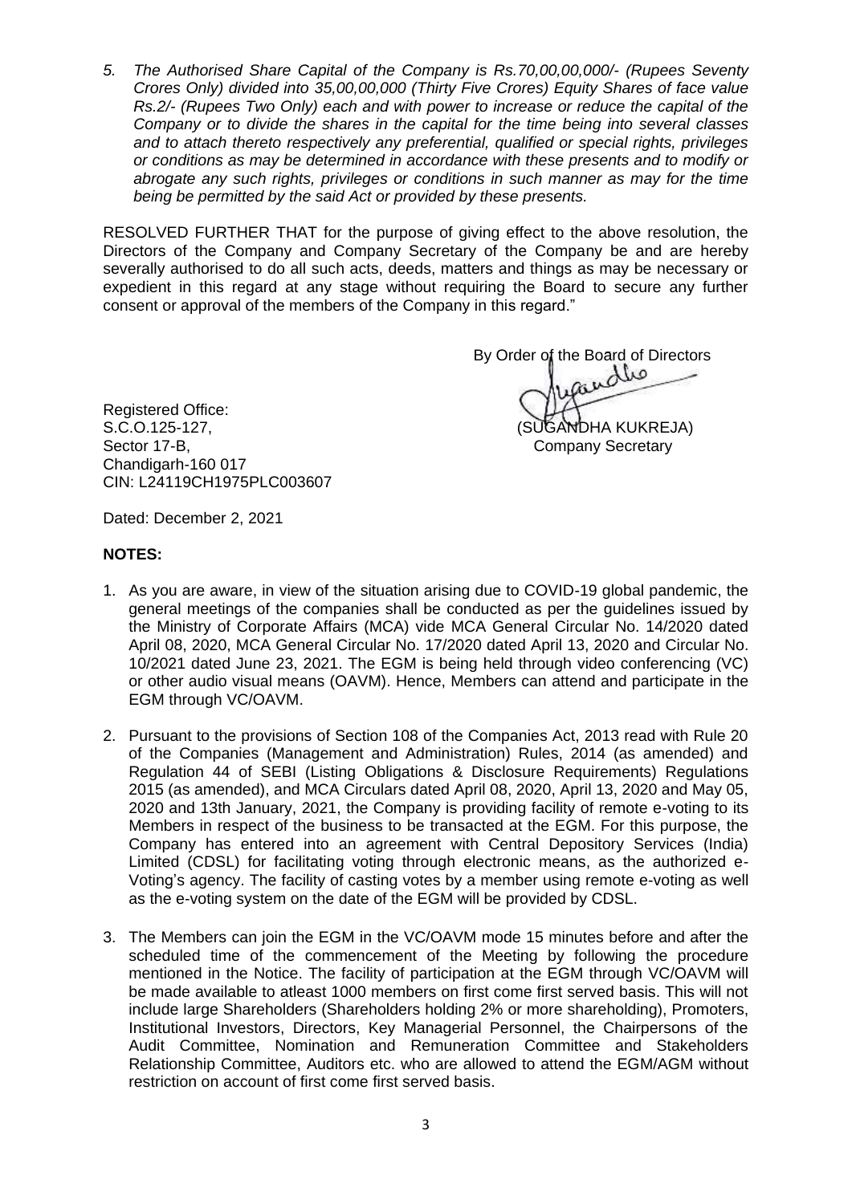*5. The Authorised Share Capital of the Company is Rs.70,00,00,000/- (Rupees Seventy Crores Only) divided into 35,00,00,000 (Thirty Five Crores) Equity Shares of face value Rs.2/- (Rupees Two Only) each and with power to increase or reduce the capital of the Company or to divide the shares in the capital for the time being into several classes and to attach thereto respectively any preferential, qualified or special rights, privileges or conditions as may be determined in accordance with these presents and to modify or abrogate any such rights, privileges or conditions in such manner as may for the time being be permitted by the said Act or provided by these presents.*

RESOLVED FURTHER THAT for the purpose of giving effect to the above resolution, the Directors of the Company and Company Secretary of the Company be and are hereby severally authorised to do all such acts, deeds, matters and things as may be necessary or expedient in this regard at any stage without requiring the Board to secure any further consent or approval of the members of the Company in this regard."

By Order of the Board of Directors

(SUGANDHA KUKREJA)
Company Secretary

Registered Office:
S.C.O.125-127,
Sector 17-B,
Chandigarh-160 017
CIN: L24119CH1975PLC003607

Dated: December 2, 2021

**NOTES:**

1. As you are aware, in view of the situation arising due to COVID-19 global pandemic, the general meetings of the companies shall be conducted as per the guidelines issued by the Ministry of Corporate Affairs (MCA) vide MCA General Circular No. 14/2020 dated April 08, 2020, MCA General Circular No. 17/2020 dated April 13, 2020 and Circular No. 10/2021 dated June 23, 2021. The EGM is being held through video conferencing (VC) or other audio visual means (OAVM). Hence, Members can attend and participate in the EGM through VC/OAVM.

2. Pursuant to the provisions of Section 108 of the Companies Act, 2013 read with Rule 20 of the Companies (Management and Administration) Rules, 2014 (as amended) and Regulation 44 of SEBI (Listing Obligations & Disclosure Requirements) Regulations 2015 (as amended), and MCA Circulars dated April 08, 2020, April 13, 2020 and May 05, 2020 and 13th January, 2021, the Company is providing facility of remote e-voting to its Members in respect of the business to be transacted at the EGM. For this purpose, the Company has entered into an agreement with Central Depository Services (India) Limited (CDSL) for facilitating voting through electronic means, as the authorized e-Voting's agency. The facility of casting votes by a member using remote e-voting as well as the e-voting system on the date of the EGM will be provided by CDSL.

3. The Members can join the EGM in the VC/OAVM mode 15 minutes before and after the scheduled time of the commencement of the Meeting by following the procedure mentioned in the Notice. The facility of participation at the EGM through VC/OAVM will be made available to atleast 1000 members on first come first served basis. This will not include large Shareholders (Shareholders holding 2% or more shareholding), Promoters, Institutional Investors, Directors, Key Managerial Personnel, the Chairpersons of the Audit Committee, Nomination and Remuneration Committee and Stakeholders Relationship Committee, Auditors etc. who are allowed to attend the EGM/AGM without restriction on account of first come first served basis.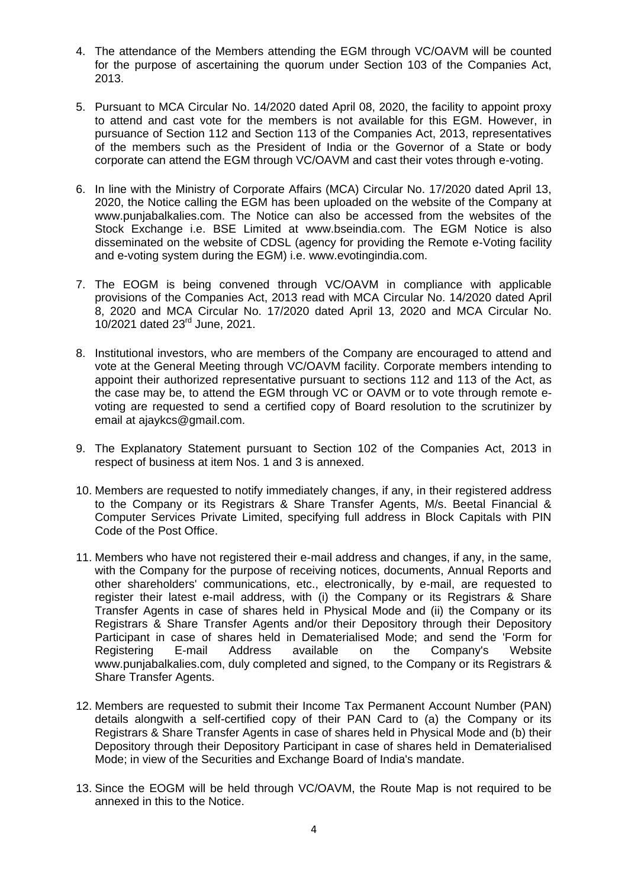4. The attendance of the Members attending the EGM through VC/OAVM will be counted for the purpose of ascertaining the quorum under Section 103 of the Companies Act, 2013.

5. Pursuant to MCA Circular No. 14/2020 dated April 08, 2020, the facility to appoint proxy to attend and cast vote for the members is not available for this EGM. However, in pursuance of Section 112 and Section 113 of the Companies Act, 2013, representatives of the members such as the President of India or the Governor of a State or body corporate can attend the EGM through VC/OAVM and cast their votes through e-voting.

6. In line with the Ministry of Corporate Affairs (MCA) Circular No. 17/2020 dated April 13, 2020, the Notice calling the EGM has been uploaded on the website of the Company at www.punjabalkalies.com. The Notice can also be accessed from the websites of the Stock Exchange i.e. BSE Limited at www.bseindia.com. The EGM Notice is also disseminated on the website of CDSL (agency for providing the Remote e-Voting facility and e-voting system during the EGM) i.e. www.evotingindia.com.

7. The EOGM is being convened through VC/OAVM in compliance with applicable provisions of the Companies Act, 2013 read with MCA Circular No. 14/2020 dated April 8, 2020 and MCA Circular No. 17/2020 dated April 13, 2020 and MCA Circular No. 10/2021 dated 23rd June, 2021.

8. Institutional investors, who are members of the Company are encouraged to attend and vote at the General Meeting through VC/OAVM facility. Corporate members intending to appoint their authorized representative pursuant to sections 112 and 113 of the Act, as the case may be, to attend the EGM through VC or OAVM or to vote through remote e-voting are requested to send a certified copy of Board resolution to the scrutinizer by email at ajaykcs@gmail.com.

9. The Explanatory Statement pursuant to Section 102 of the Companies Act, 2013 in respect of business at item Nos. 1 and 3 is annexed.

10. Members are requested to notify immediately changes, if any, in their registered address to the Company or its Registrars & Share Transfer Agents, M/s. Beetal Financial & Computer Services Private Limited, specifying full address in Block Capitals with PIN Code of the Post Office.

11. Members who have not registered their e-mail address and changes, if any, in the same, with the Company for the purpose of receiving notices, documents, Annual Reports and other shareholders' communications, etc., electronically, by e-mail, are requested to register their latest e-mail address, with (i) the Company or its Registrars & Share Transfer Agents in case of shares held in Physical Mode and (ii) the Company or its Registrars & Share Transfer Agents and/or their Depository through their Depository Participant in case of shares held in Dematerialised Mode; and send the 'Form for Registering E-mail Address available on the Company's Website www.punjabalkalies.com, duly completed and signed, to the Company or its Registrars & Share Transfer Agents.

12. Members are requested to submit their Income Tax Permanent Account Number (PAN) details alongwith a self-certified copy of their PAN Card to (a) the Company or its Registrars & Share Transfer Agents in case of shares held in Physical Mode and (b) their Depository through their Depository Participant in case of shares held in Dematerialised Mode; in view of the Securities and Exchange Board of India's mandate.

13. Since the EOGM will be held through VC/OAVM, the Route Map is not required to be annexed in this to the Notice.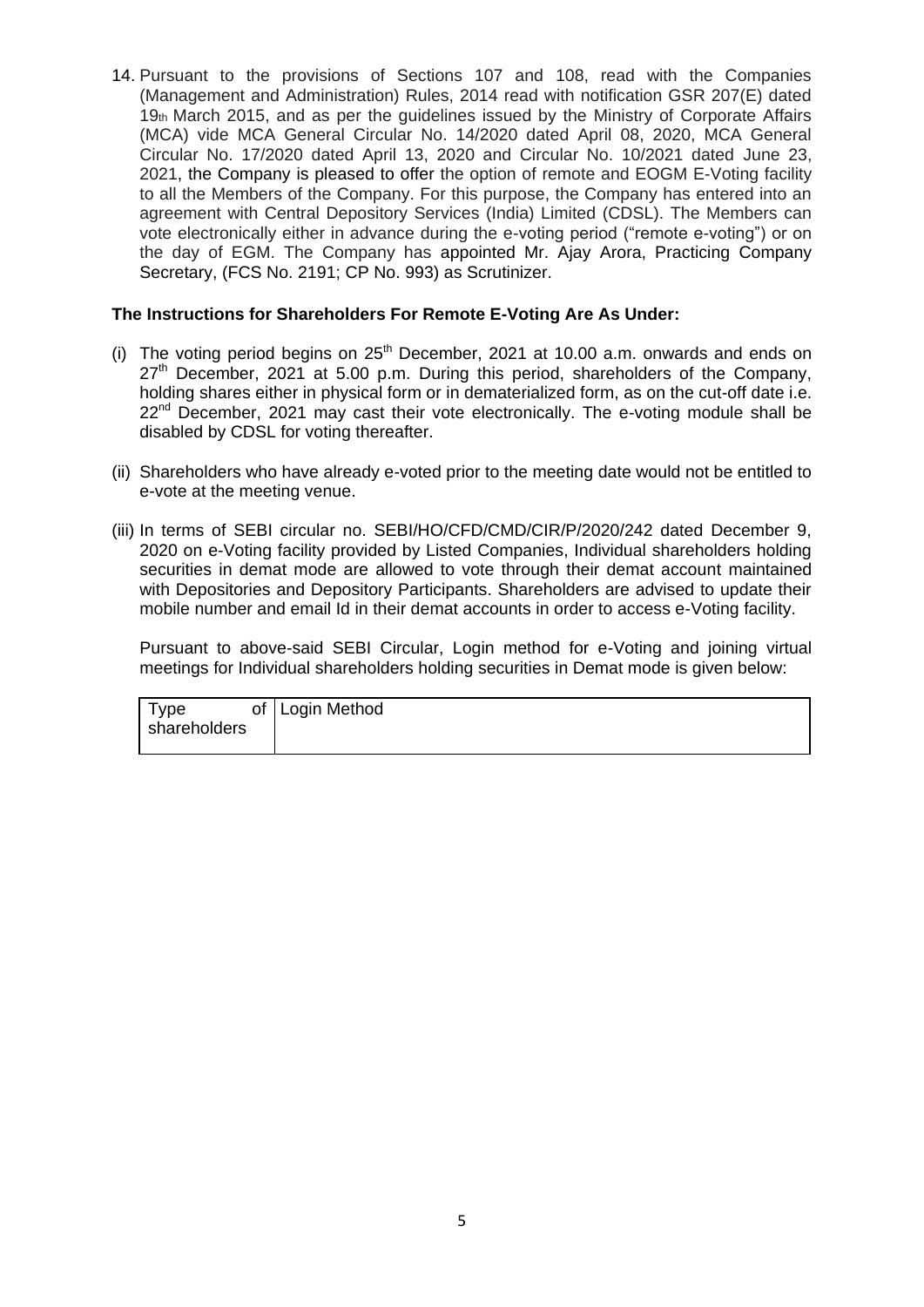14. Pursuant to the provisions of Sections 107 and 108, read with the Companies (Management and Administration) Rules, 2014 read with notification GSR 207(E) dated 19th March 2015, and as per the guidelines issued by the Ministry of Corporate Affairs (MCA) vide MCA General Circular No. 14/2020 dated April 08, 2020, MCA General Circular No. 17/2020 dated April 13, 2020 and Circular No. 10/2021 dated June 23, 2021, the Company is pleased to offer the option of remote and EOGM E-Voting facility to all the Members of the Company. For this purpose, the Company has entered into an agreement with Central Depository Services (India) Limited (CDSL). The Members can vote electronically either in advance during the e-voting period ("remote e-voting") or on the day of EGM. The Company has appointed Mr. Ajay Arora, Practicing Company Secretary, (FCS No. 2191; CP No. 993) as Scrutinizer.

**The Instructions for Shareholders For Remote E-Voting Are As Under:**

(i) The voting period begins on 25th December, 2021 at 10.00 a.m. onwards and ends on 27th December, 2021 at 5.00 p.m. During this period, shareholders of the Company, holding shares either in physical form or in dematerialized form, as on the cut-off date i.e. 22nd December, 2021 may cast their vote electronically. The e-voting module shall be disabled by CDSL for voting thereafter.

(ii) Shareholders who have already e-voted prior to the meeting date would not be entitled to e-vote at the meeting venue.

(iii) In terms of SEBI circular no. SEBI/HO/CFD/CMD/CIR/P/2020/242 dated December 9, 2020 on e-Voting facility provided by Listed Companies, Individual shareholders holding securities in demat mode are allowed to vote through their demat account maintained with Depositories and Depository Participants. Shareholders are advised to update their mobile number and email Id in their demat accounts in order to access e-Voting facility.

Pursuant to above-said SEBI Circular, Login method for e-Voting and joining virtual meetings for Individual shareholders holding securities in Demat mode is given below:

| Type of shareholders | Login Method |
|---|---|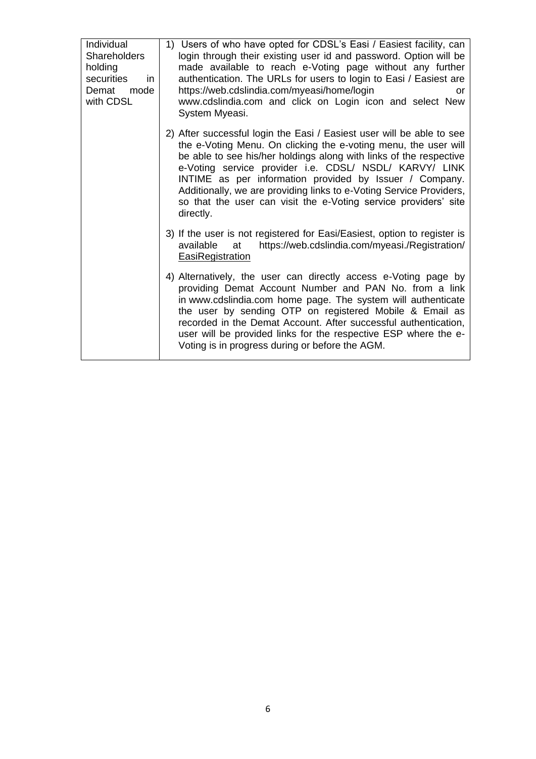| Individual Shareholders holding securities in Demat mode with CDSL | 1) Users of who have opted for CDSL's Easi / Easiest facility, can login through their existing user id and password. Option will be made available to reach e-Voting page without any further authentication. The URLs for users to login to Easi / Easiest are https://web.cdslindia.com/myeasi/home/login or www.cdslindia.com and click on Login icon and select New System Myeasi.<br><br>2) After successful login the Easi / Easiest user will be able to see the e-Voting Menu. On clicking the e-voting menu, the user will be able to see his/her holdings along with links of the respective e-Voting service provider i.e. CDSL/ NSDL/ KARVY/ LINK INTIME as per information provided by Issuer / Company. Additionally, we are providing links to e-Voting Service Providers, so that the user can visit the e-Voting service providers' site directly.<br><br>3) If the user is not registered for Easi/Easiest, option to register is available at https://web.cdslindia.com/myeasi./Registration/ EasiRegistration<br><br>4) Alternatively, the user can directly access e-Voting page by providing Demat Account Number and PAN No. from a link in www.cdslindia.com home page. The system will authenticate the user by sending OTP on registered Mobile & Email as recorded in the Demat Account. After successful authentication, user will be provided links for the respective ESP where the e-Voting is in progress during or before the AGM. |
|---|---|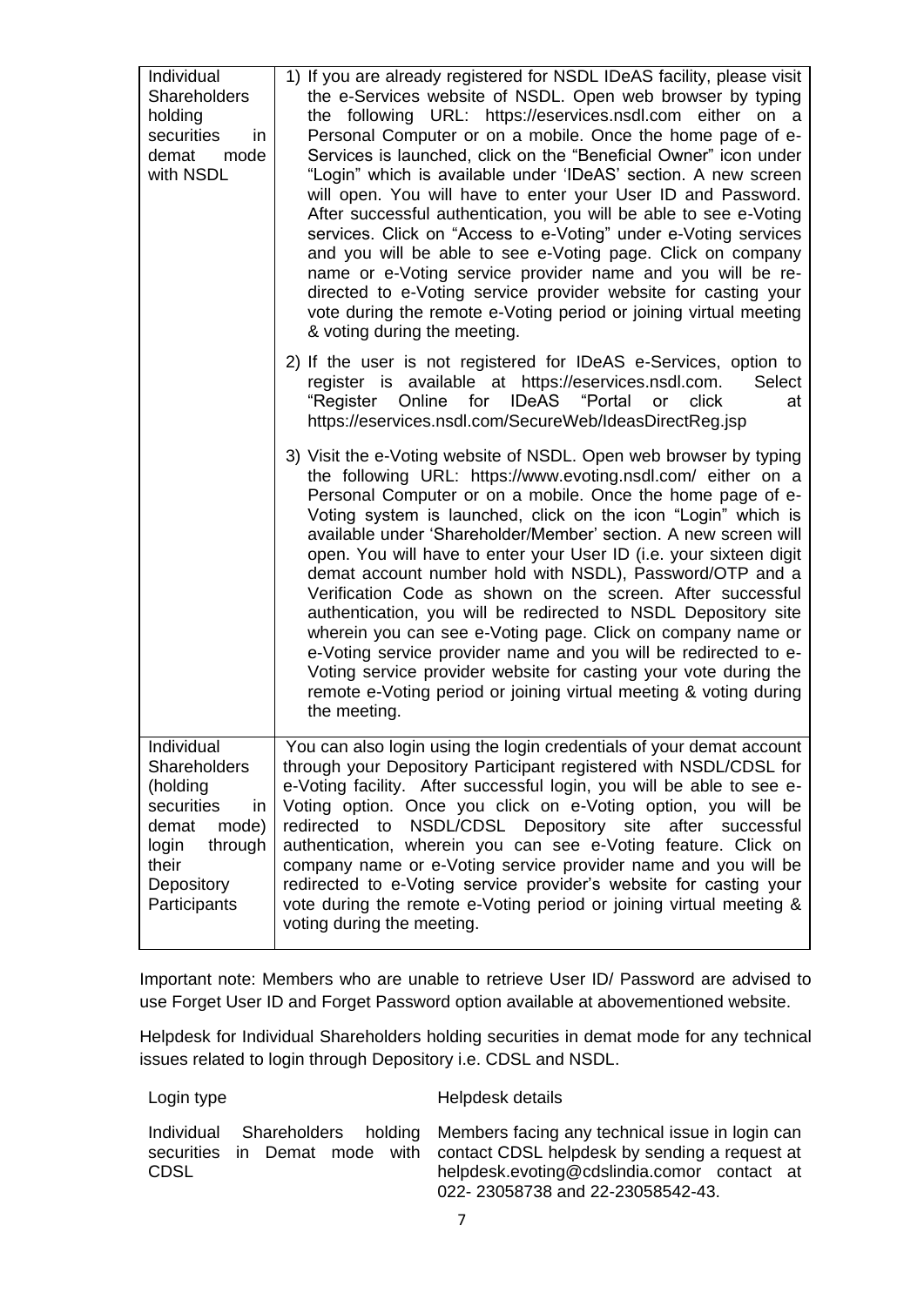| | |
|---|---|
| Individual Shareholders holding securities in demat mode with NSDL | 1) If you are already registered for NSDL IDeAS facility, please visit the e-Services website of NSDL. Open web browser by typing the following URL: https://eservices.nsdl.com either on a Personal Computer or on a mobile. Once the home page of e-Services is launched, click on the "Beneficial Owner" icon under "Login" which is available under 'IDeAS' section. A new screen will open. You will have to enter your User ID and Password. After successful authentication, you will be able to see e-Voting services. Click on "Access to e-Voting" under e-Voting services and you will be able to see e-Voting page. Click on company name or e-Voting service provider name and you will be re-directed to e-Voting service provider website for casting your vote during the remote e-Voting period or joining virtual meeting & voting during the meeting.<br><br>2) If the user is not registered for IDeAS e-Services, option to register is available at https://eservices.nsdl.com. Select "Register Online for IDeAS "Portal or click at https://eservices.nsdl.com/SecureWeb/IdeasDirectReg.jsp<br><br>3) Visit the e-Voting website of NSDL. Open web browser by typing the following URL: https://www.evoting.nsdl.com/ either on a Personal Computer or on a mobile. Once the home page of e-Voting system is launched, click on the icon "Login" which is available under 'Shareholder/Member' section. A new screen will open. You will have to enter your User ID (i.e. your sixteen digit demat account number hold with NSDL), Password/OTP and a Verification Code as shown on the screen. After successful authentication, you will be redirected to NSDL Depository site wherein you can see e-Voting page. Click on company name or e-Voting service provider name and you will be redirected to e-Voting service provider website for casting your vote during the remote e-Voting period or joining virtual meeting & voting during the meeting. |
| Individual Shareholders (holding securities in demat mode) login through their Depository Participants | You can also login using the login credentials of your demat account through your Depository Participant registered with NSDL/CDSL for e-Voting facility. After successful login, you will be able to see e-Voting option. Once you click on e-Voting option, you will be redirected to NSDL/CDSL Depository site after successful authentication, wherein you can see e-Voting feature. Click on company name or e-Voting service provider name and you will be redirected to e-Voting service provider's website for casting your vote during the remote e-Voting period or joining virtual meeting & voting during the meeting. |

Important note: Members who are unable to retrieve User ID/ Password are advised to use Forget User ID and Forget Password option available at abovementioned website.

Helpdesk for Individual Shareholders holding securities in demat mode for any technical issues related to login through Depository i.e. CDSL and NSDL.

| Login type | Helpdesk details |
|---|---|
| Individual Shareholders holding securities in Demat mode with CDSL | Members facing any technical issue in login can contact CDSL helpdesk by sending a request at helpdesk.evoting@cdslindia.comor contact at 022- 23058738 and 22-23058542-43. |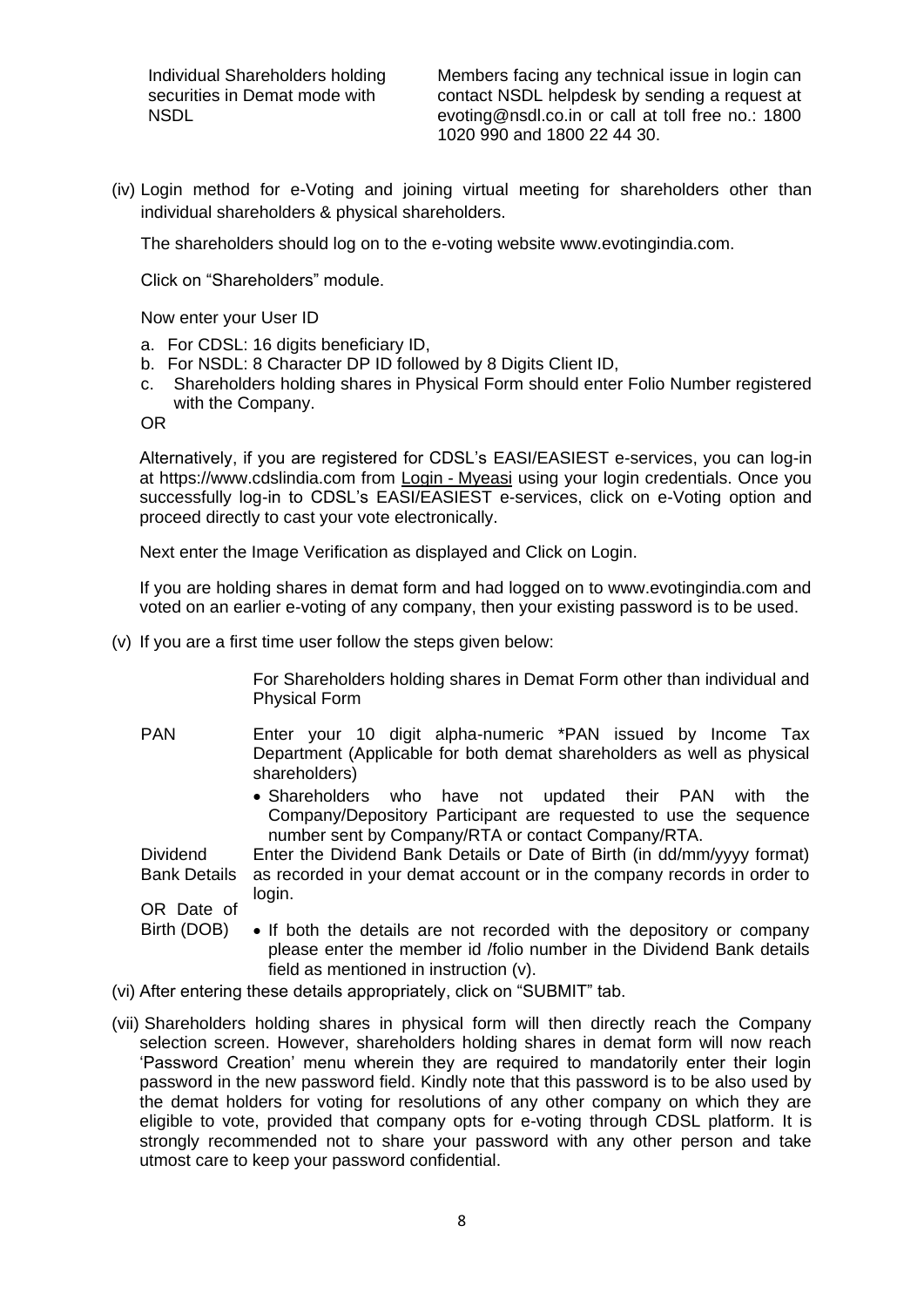| Individual Shareholders holding securities in Demat mode with NSDL | Members facing any technical issue in login can contact NSDL helpdesk by sending a request at evoting@nsdl.co.in or call at toll free no.: 1800 1020 990 and 1800 22 44 30. |
|---|---|

(iv) Login method for e-Voting and joining virtual meeting for shareholders other than individual shareholders & physical shareholders.

The shareholders should log on to the e-voting website www.evotingindia.com.

Click on "Shareholders" module.

Now enter your User ID

a. For CDSL: 16 digits beneficiary ID,
b. For NSDL: 8 Character DP ID followed by 8 Digits Client ID,
c. Shareholders holding shares in Physical Form should enter Folio Number registered with the Company.

OR

Alternatively, if you are registered for CDSL's EASI/EASIEST e-services, you can log-in at https://www.cdslindia.com from Login - Myeasi using your login credentials. Once you successfully log-in to CDSL's EASI/EASIEST e-services, click on e-Voting option and proceed directly to cast your vote electronically.

Next enter the Image Verification as displayed and Click on Login.

If you are holding shares in demat form and had logged on to www.evotingindia.com and voted on an earlier e-voting of any company, then your existing password is to be used.

(v) If you are a first time user follow the steps given below:

| | For Shareholders holding shares in Demat Form other than individual and Physical Form |
|---|---|
| PAN | Enter your 10 digit alpha-numeric *PAN issued by Income Tax Department (Applicable for both demat shareholders as well as physical shareholders)<br>• Shareholders who have not updated their PAN with the Company/Depository Participant are requested to use the sequence number sent by Company/RTA or contact Company/RTA. |
| Dividend Bank Details OR Date of Birth (DOB) | Enter the Dividend Bank Details or Date of Birth (in dd/mm/yyyy format) as recorded in your demat account or in the company records in order to login.<br>• If both the details are not recorded with the depository or company please enter the member id /folio number in the Dividend Bank details field as mentioned in instruction (v). |

(vi) After entering these details appropriately, click on "SUBMIT" tab.

(vii) Shareholders holding shares in physical form will then directly reach the Company selection screen. However, shareholders holding shares in demat form will now reach 'Password Creation' menu wherein they are required to mandatorily enter their login password in the new password field. Kindly note that this password is to be also used by the demat holders for voting for resolutions of any other company on which they are eligible to vote, provided that company opts for e-voting through CDSL platform. It is strongly recommended not to share your password with any other person and take utmost care to keep your password confidential.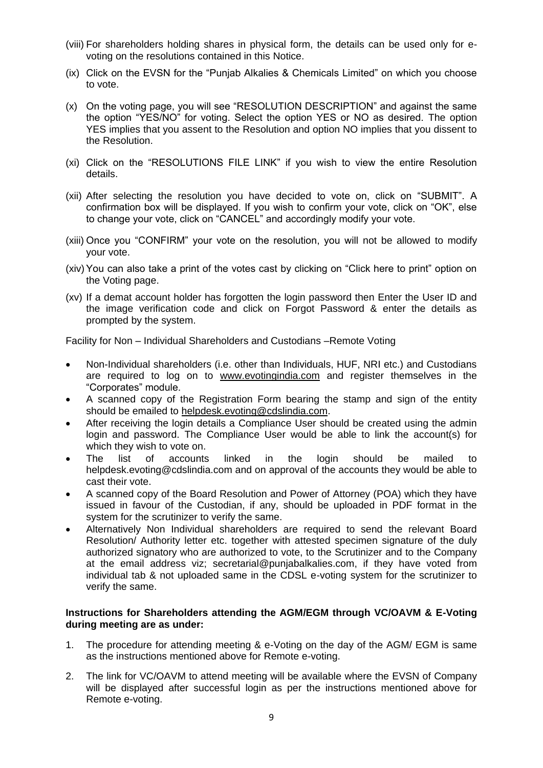(viii) For shareholders holding shares in physical form, the details can be used only for e-voting on the resolutions contained in this Notice.

(ix) Click on the EVSN for the "Punjab Alkalies & Chemicals Limited" on which you choose to vote.

(x) On the voting page, you will see "RESOLUTION DESCRIPTION" and against the same the option "YES/NO" for voting. Select the option YES or NO as desired. The option YES implies that you assent to the Resolution and option NO implies that you dissent to the Resolution.

(xi) Click on the "RESOLUTIONS FILE LINK" if you wish to view the entire Resolution details.

(xii) After selecting the resolution you have decided to vote on, click on "SUBMIT". A confirmation box will be displayed. If you wish to confirm your vote, click on "OK", else to change your vote, click on "CANCEL" and accordingly modify your vote.

(xiii) Once you "CONFIRM" your vote on the resolution, you will not be allowed to modify your vote.

(xiv) You can also take a print of the votes cast by clicking on "Click here to print" option on the Voting page.

(xv) If a demat account holder has forgotten the login password then Enter the User ID and the image verification code and click on Forgot Password & enter the details as prompted by the system.

Facility for Non – Individual Shareholders and Custodians –Remote Voting

- Non-Individual shareholders (i.e. other than Individuals, HUF, NRI etc.) and Custodians are required to log on to www.evotingindia.com and register themselves in the "Corporates" module.
- A scanned copy of the Registration Form bearing the stamp and sign of the entity should be emailed to helpdesk.evoting@cdslindia.com.
- After receiving the login details a Compliance User should be created using the admin login and password. The Compliance User would be able to link the account(s) for which they wish to vote on.
- The list of accounts linked in the login should be mailed to helpdesk.evoting@cdslindia.com and on approval of the accounts they would be able to cast their vote.
- A scanned copy of the Board Resolution and Power of Attorney (POA) which they have issued in favour of the Custodian, if any, should be uploaded in PDF format in the system for the scrutinizer to verify the same.
- Alternatively Non Individual shareholders are required to send the relevant Board Resolution/ Authority letter etc. together with attested specimen signature of the duly authorized signatory who are authorized to vote, to the Scrutinizer and to the Company at the email address viz; secretarial@punjabalkalies.com, if they have voted from individual tab & not uploaded same in the CDSL e-voting system for the scrutinizer to verify the same.

**Instructions for Shareholders attending the AGM/EGM through VC/OAVM & E-Voting during meeting are as under:**

1. The procedure for attending meeting & e-Voting on the day of the AGM/ EGM is same as the instructions mentioned above for Remote e-voting.
2. The link for VC/OAVM to attend meeting will be available where the EVSN of Company will be displayed after successful login as per the instructions mentioned above for Remote e-voting.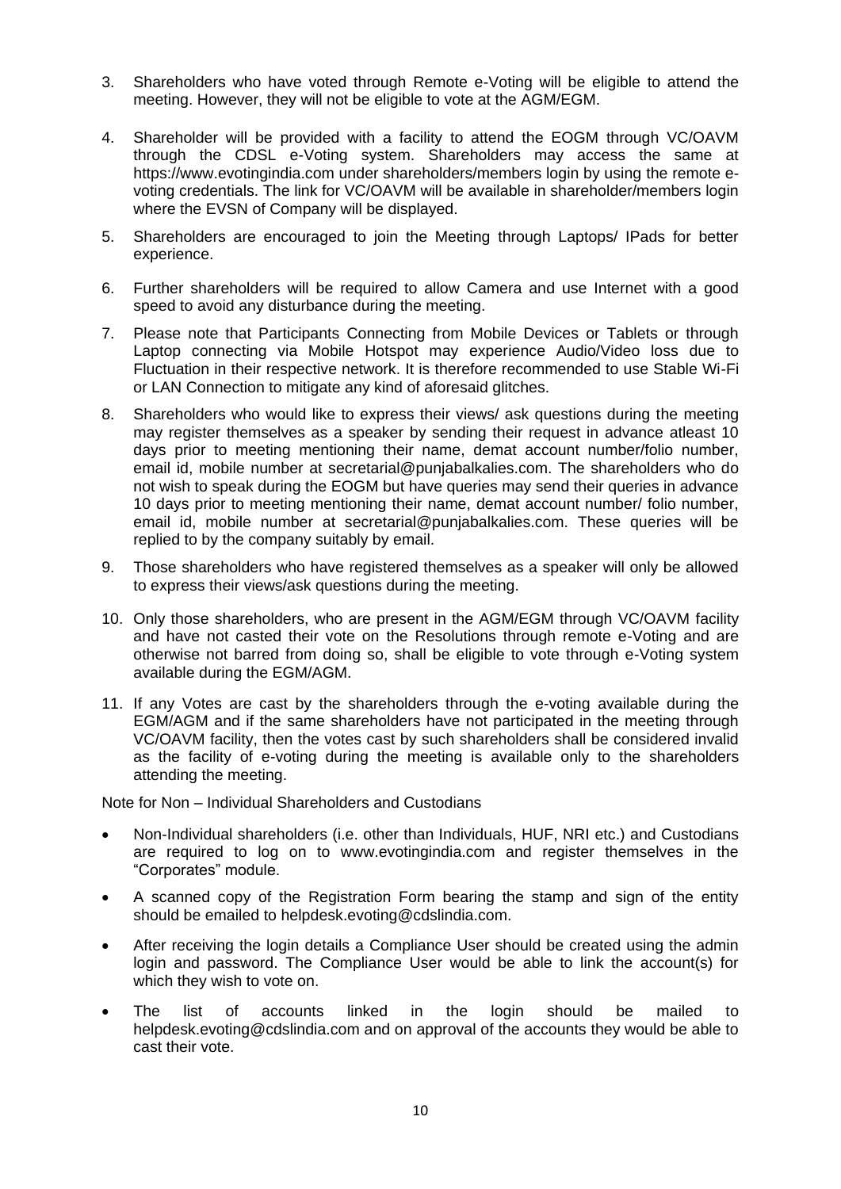3. Shareholders who have voted through Remote e-Voting will be eligible to attend the meeting. However, they will not be eligible to vote at the AGM/EGM.

4. Shareholder will be provided with a facility to attend the EOGM through VC/OAVM through the CDSL e-Voting system. Shareholders may access the same at https://www.evotingindia.com under shareholders/members login by using the remote e-voting credentials. The link for VC/OAVM will be available in shareholder/members login where the EVSN of Company will be displayed.

5. Shareholders are encouraged to join the Meeting through Laptops/ IPads for better experience.

6. Further shareholders will be required to allow Camera and use Internet with a good speed to avoid any disturbance during the meeting.

7. Please note that Participants Connecting from Mobile Devices or Tablets or through Laptop connecting via Mobile Hotspot may experience Audio/Video loss due to Fluctuation in their respective network. It is therefore recommended to use Stable Wi-Fi or LAN Connection to mitigate any kind of aforesaid glitches.

8. Shareholders who would like to express their views/ ask questions during the meeting may register themselves as a speaker by sending their request in advance atleast 10 days prior to meeting mentioning their name, demat account number/folio number, email id, mobile number at secretarial@punjabalkalies.com. The shareholders who do not wish to speak during the EOGM but have queries may send their queries in advance 10 days prior to meeting mentioning their name, demat account number/ folio number, email id, mobile number at secretarial@punjabalkalies.com. These queries will be replied to by the company suitably by email.

9. Those shareholders who have registered themselves as a speaker will only be allowed to express their views/ask questions during the meeting.

10. Only those shareholders, who are present in the AGM/EGM through VC/OAVM facility and have not casted their vote on the Resolutions through remote e-Voting and are otherwise not barred from doing so, shall be eligible to vote through e-Voting system available during the EGM/AGM.

11. If any Votes are cast by the shareholders through the e-voting available during the EGM/AGM and if the same shareholders have not participated in the meeting through VC/OAVM facility, then the votes cast by such shareholders shall be considered invalid as the facility of e-voting during the meeting is available only to the shareholders attending the meeting.

Note for Non – Individual Shareholders and Custodians

- Non-Individual shareholders (i.e. other than Individuals, HUF, NRI etc.) and Custodians are required to log on to www.evotingindia.com and register themselves in the "Corporates" module.
- A scanned copy of the Registration Form bearing the stamp and sign of the entity should be emailed to helpdesk.evoting@cdslindia.com.
- After receiving the login details a Compliance User should be created using the admin login and password. The Compliance User would be able to link the account(s) for which they wish to vote on.
- The list of accounts linked in the login should be mailed to helpdesk.evoting@cdslindia.com and on approval of the accounts they would be able to cast their vote.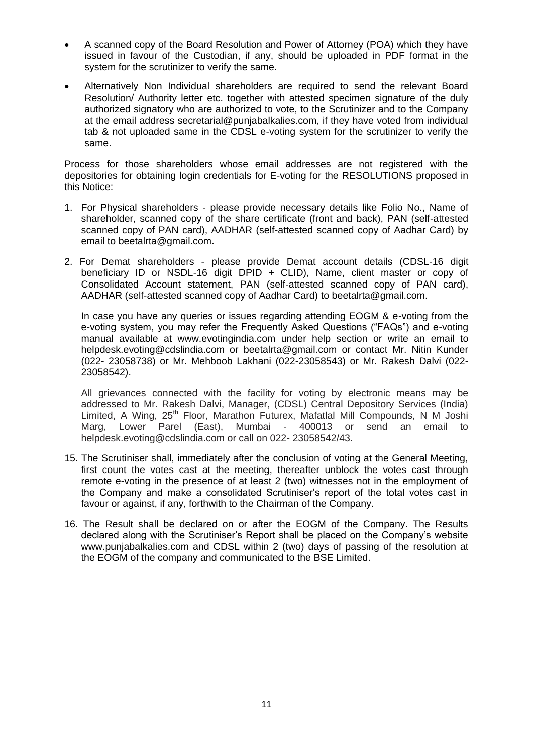- A scanned copy of the Board Resolution and Power of Attorney (POA) which they have issued in favour of the Custodian, if any, should be uploaded in PDF format in the system for the scrutinizer to verify the same.
- Alternatively Non Individual shareholders are required to send the relevant Board Resolution/ Authority letter etc. together with attested specimen signature of the duly authorized signatory who are authorized to vote, to the Scrutinizer and to the Company at the email address secretarial@punjabalkalies.com, if they have voted from individual tab & not uploaded same in the CDSL e-voting system for the scrutinizer to verify the same.

Process for those shareholders whose email addresses are not registered with the depositories for obtaining login credentials for E-voting for the RESOLUTIONS proposed in this Notice:

1. For Physical shareholders - please provide necessary details like Folio No., Name of shareholder, scanned copy of the share certificate (front and back), PAN (self-attested scanned copy of PAN card), AADHAR (self-attested scanned copy of Aadhar Card) by email to beetalrta@gmail.com.
2. For Demat shareholders - please provide Demat account details (CDSL-16 digit beneficiary ID or NSDL-16 digit DPID + CLID), Name, client master or copy of Consolidated Account statement, PAN (self-attested scanned copy of PAN card), AADHAR (self-attested scanned copy of Aadhar Card) to beetalrta@gmail.com.

   In case you have any queries or issues regarding attending EOGM & e-voting from the e-voting system, you may refer the Frequently Asked Questions ("FAQs") and e-voting manual available at www.evotingindia.com under help section or write an email to helpdesk.evoting@cdslindia.com or beetalrta@gmail.com or contact Mr. Nitin Kunder (022- 23058738) or Mr. Mehboob Lakhani (022-23058543) or Mr. Rakesh Dalvi (022-23058542).

   All grievances connected with the facility for voting by electronic means may be addressed to Mr. Rakesh Dalvi, Manager, (CDSL) Central Depository Services (India) Limited, A Wing, 25th Floor, Marathon Futurex, Mafatlal Mill Compounds, N M Joshi Marg, Lower Parel (East), Mumbai - 400013 or send an email to helpdesk.evoting@cdslindia.com or call on 022- 23058542/43.

15. The Scrutiniser shall, immediately after the conclusion of voting at the General Meeting, first count the votes cast at the meeting, thereafter unblock the votes cast through remote e-voting in the presence of at least 2 (two) witnesses not in the employment of the Company and make a consolidated Scrutiniser's report of the total votes cast in favour or against, if any, forthwith to the Chairman of the Company.
16. The Result shall be declared on or after the EOGM of the Company. The Results declared along with the Scrutiniser's Report shall be placed on the Company's website www.punjabalkalies.com and CDSL within 2 (two) days of passing of the resolution at the EOGM of the company and communicated to the BSE Limited.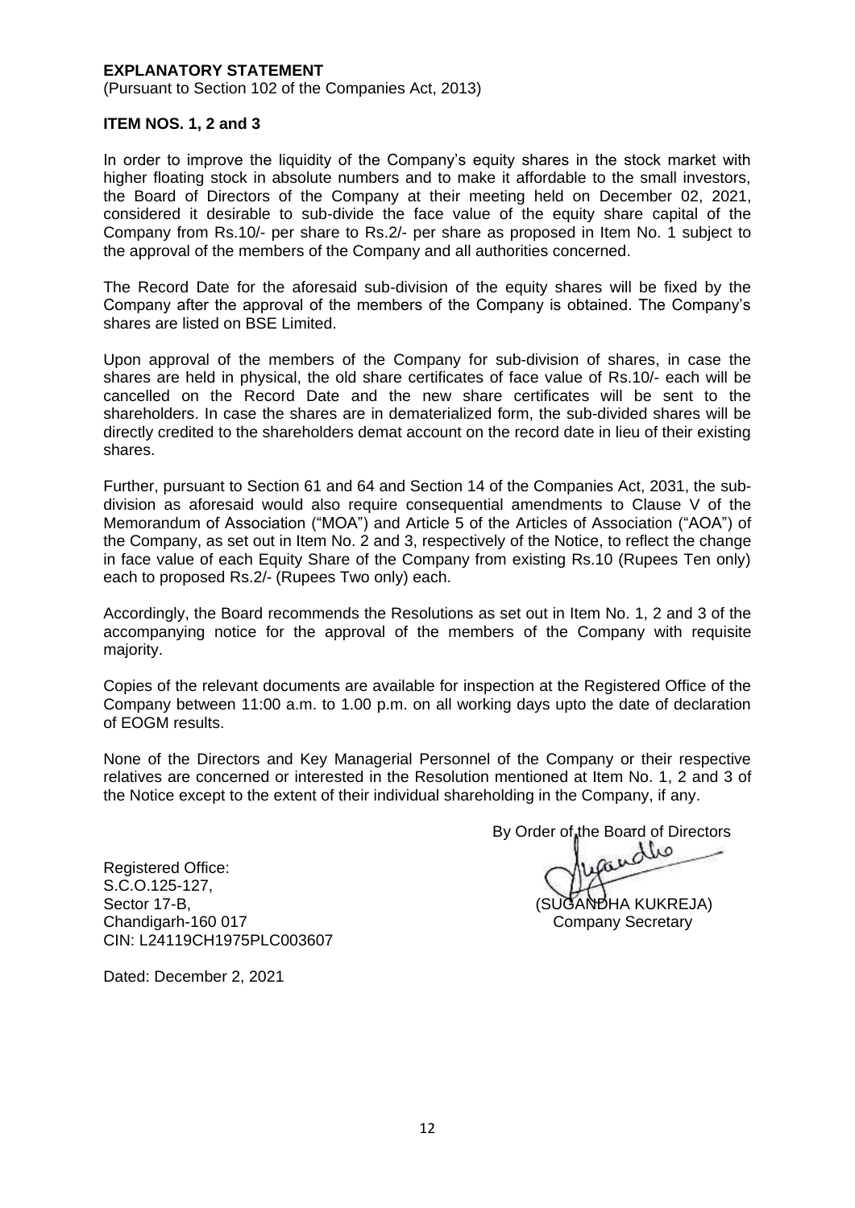**EXPLANATORY STATEMENT**

(Pursuant to Section 102 of the Companies Act, 2013)

**ITEM NOS. 1, 2 and 3**

In order to improve the liquidity of the Company's equity shares in the stock market with higher floating stock in absolute numbers and to make it affordable to the small investors, the Board of Directors of the Company at their meeting held on December 02, 2021, considered it desirable to sub-divide the face value of the equity share capital of the Company from Rs.10/- per share to Rs.2/- per share as proposed in Item No. 1 subject to the approval of the members of the Company and all authorities concerned.

The Record Date for the aforesaid sub-division of the equity shares will be fixed by the Company after the approval of the members of the Company is obtained. The Company's shares are listed on BSE Limited.

Upon approval of the members of the Company for sub-division of shares, in case the shares are held in physical, the old share certificates of face value of Rs.10/- each will be cancelled on the Record Date and the new share certificates will be sent to the shareholders. In case the shares are in dematerialized form, the sub-divided shares will be directly credited to the shareholders demat account on the record date in lieu of their existing shares.

Further, pursuant to Section 61 and 64 and Section 14 of the Companies Act, 2031, the sub-division as aforesaid would also require consequential amendments to Clause V of the Memorandum of Association ("MOA") and Article 5 of the Articles of Association ("AOA") of the Company, as set out in Item No. 2 and 3, respectively of the Notice, to reflect the change in face value of each Equity Share of the Company from existing Rs.10 (Rupees Ten only) each to proposed Rs.2/- (Rupees Two only) each.

Accordingly, the Board recommends the Resolutions as set out in Item No. 1, 2 and 3 of the accompanying notice for the approval of the members of the Company with requisite majority.

Copies of the relevant documents are available for inspection at the Registered Office of the Company between 11:00 a.m. to 1.00 p.m. on all working days upto the date of declaration of EOGM results.

None of the Directors and Key Managerial Personnel of the Company or their respective relatives are concerned or interested in the Resolution mentioned at Item No. 1, 2 and 3 of the Notice except to the extent of their individual shareholding in the Company, if any.

By Order of the Board of Directors

(SUGANDHA KUKREJA)
Company Secretary

Registered Office:
S.C.O.125-127,
Sector 17-B,
Chandigarh-160 017
CIN: L24119CH1975PLC003607

Dated: December 2, 2021